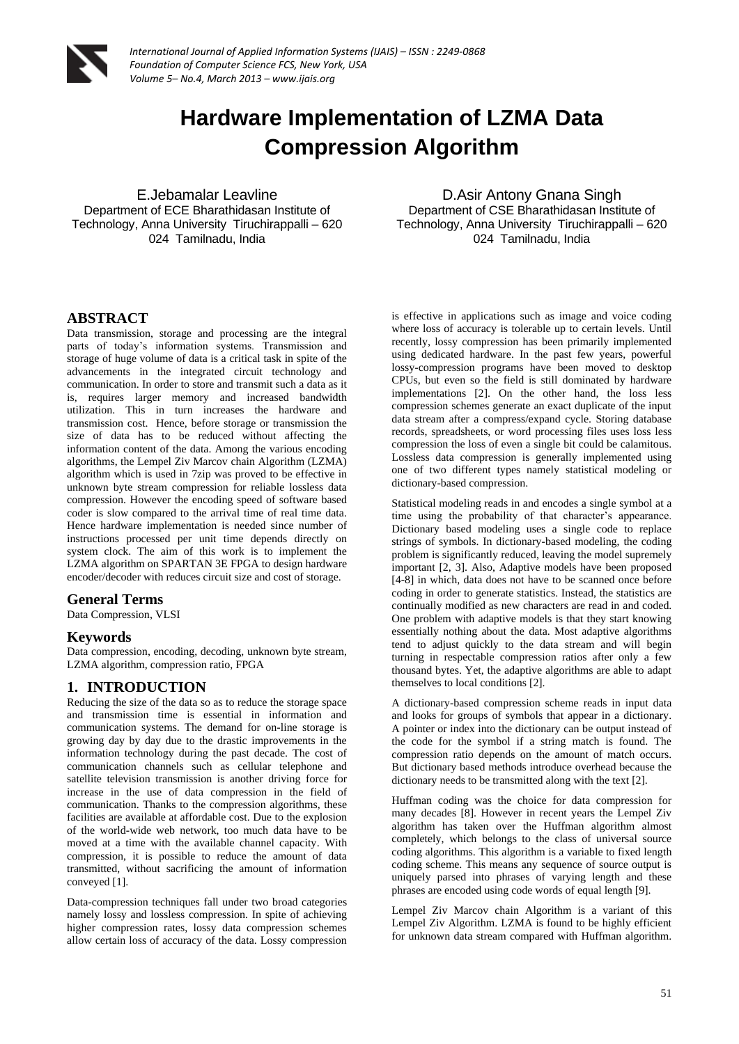# Hardware Implementation of LZMA Data Compression Algorithm

E.Jebamalar Leavline
Department of ECE Bharathidasan Institute of Technology, Anna University Tiruchirappalli – 620 024 Tamilnadu, India

D.Asir Antony Gnana Singh
Department of CSE Bharathidasan Institute of Technology, Anna University Tiruchirappalli – 620 024 Tamilnadu, India

## ABSTRACT

Data transmission, storage and processing are the integral parts of today's information systems. Transmission and storage of huge volume of data is a critical task in spite of the advancements in the integrated circuit technology and communication. In order to store and transmit such a data as it is, requires larger memory and increased bandwidth utilization. This in turn increases the hardware and transmission cost. Hence, before storage or transmission the size of data has to be reduced without affecting the information content of the data. Among the various encoding algorithms, the Lempel Ziv Marcov chain Algorithm (LZMA) algorithm which is used in 7zip was proved to be effective in unknown byte stream compression for reliable lossless data compression. However the encoding speed of software based coder is slow compared to the arrival time of real time data. Hence hardware implementation is needed since number of instructions processed per unit time depends directly on system clock. The aim of this work is to implement the LZMA algorithm on SPARTAN 3E FPGA to design hardware encoder/decoder with reduces circuit size and cost of storage.

## General Terms

Data Compression, VLSI

## Keywords

Data compression, encoding, decoding, unknown byte stream, LZMA algorithm, compression ratio, FPGA

## 1. INTRODUCTION

Reducing the size of the data so as to reduce the storage space and transmission time is essential in information and communication systems. The demand for on-line storage is growing day by day due to the drastic improvements in the information technology during the past decade. The cost of communication channels such as cellular telephone and satellite television transmission is another driving force for increase in the use of data compression in the field of communication. Thanks to the compression algorithms, these facilities are available at affordable cost. Due to the explosion of the world-wide web network, too much data have to be moved at a time with the available channel capacity. With compression, it is possible to reduce the amount of data transmitted, without sacrificing the amount of information conveyed [1].

Data-compression techniques fall under two broad categories namely lossy and lossless compression. In spite of achieving higher compression rates, lossy data compression schemes allow certain loss of accuracy of the data. Lossy compression is effective in applications such as image and voice coding where loss of accuracy is tolerable up to certain levels. Until recently, lossy compression has been primarily implemented using dedicated hardware. In the past few years, powerful lossy-compression programs have been moved to desktop CPUs, but even so the field is still dominated by hardware implementations [2]. On the other hand, the loss less compression schemes generate an exact duplicate of the input data stream after a compress/expand cycle. Storing database records, spreadsheets, or word processing files uses loss less compression the loss of even a single bit could be calamitous. Lossless data compression is generally implemented using one of two different types namely statistical modeling or dictionary-based compression.

Statistical modeling reads in and encodes a single symbol at a time using the probability of that character's appearance. Dictionary based modeling uses a single code to replace strings of symbols. In dictionary-based modeling, the coding problem is significantly reduced, leaving the model supremely important [2, 3]. Also, Adaptive models have been proposed [4-8] in which, data does not have to be scanned once before coding in order to generate statistics. Instead, the statistics are continually modified as new characters are read in and coded. One problem with adaptive models is that they start knowing essentially nothing about the data. Most adaptive algorithms tend to adjust quickly to the data stream and will begin turning in respectable compression ratios after only a few thousand bytes. Yet, the adaptive algorithms are able to adapt themselves to local conditions [2].

A dictionary-based compression scheme reads in input data and looks for groups of symbols that appear in a dictionary. A pointer or index into the dictionary can be output instead of the code for the symbol if a string match is found. The compression ratio depends on the amount of match occurs. But dictionary based methods introduce overhead because the dictionary needs to be transmitted along with the text [2].

Huffman coding was the choice for data compression for many decades [8]. However in recent years the Lempel Ziv algorithm has taken over the Huffman algorithm almost completely, which belongs to the class of universal source coding algorithms. This algorithm is a variable to fixed length coding scheme. This means any sequence of source output is uniquely parsed into phrases of varying length and these phrases are encoded using code words of equal length [9].

Lempel Ziv Marcov chain Algorithm is a variant of this Lempel Ziv Algorithm. LZMA is found to be highly efficient for unknown data stream compared with Huffman algorithm.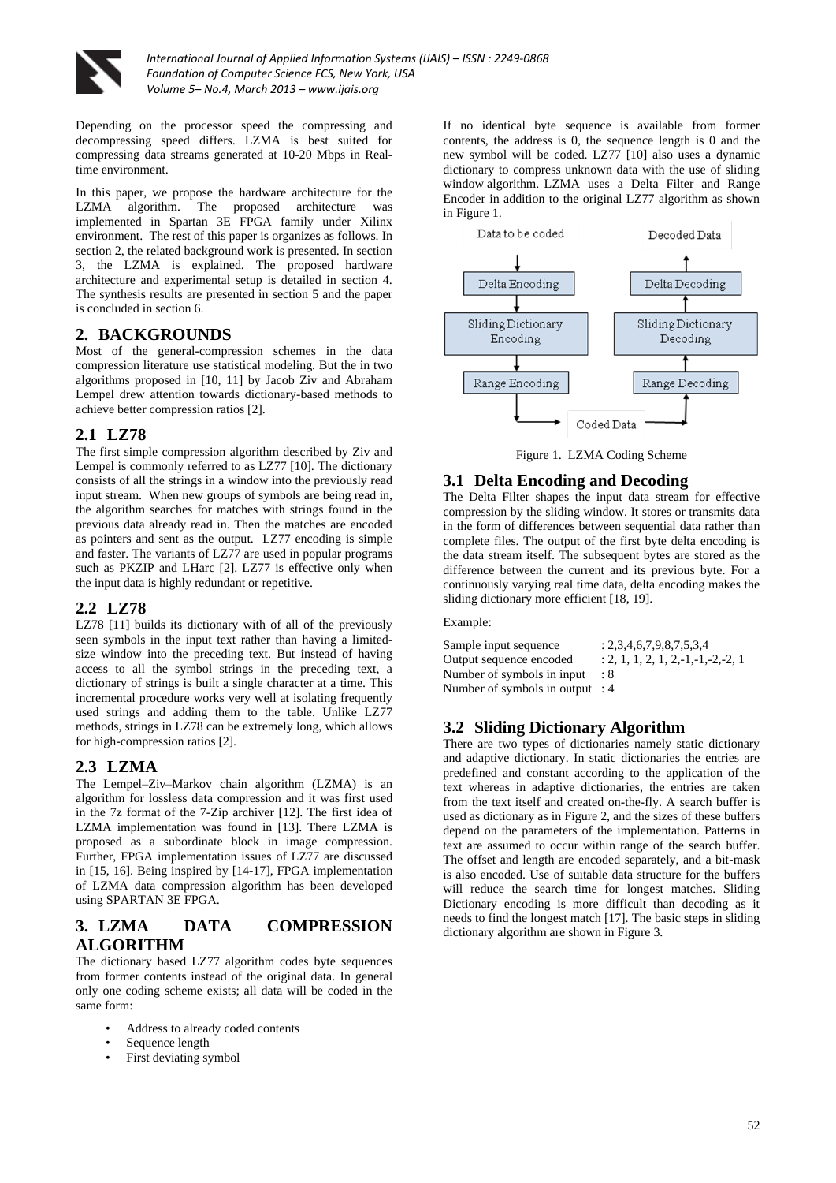Depending on the processor speed the compressing and decompressing speed differs. LZMA is best suited for compressing data streams generated at 10-20 Mbps in Real-time environment.

In this paper, we propose the hardware architecture for the LZMA algorithm. The proposed architecture was implemented in Spartan 3E FPGA family under Xilinx environment. The rest of this paper is organizes as follows. In section 2, the related background work is presented. In section 3, the LZMA is explained. The proposed hardware architecture and experimental setup is detailed in section 4. The synthesis results are presented in section 5 and the paper is concluded in section 6.

## 2. BACKGROUNDS

Most of the general-compression schemes in the data compression literature use statistical modeling. But the in two algorithms proposed in [10, 11] by Jacob Ziv and Abraham Lempel drew attention towards dictionary-based methods to achieve better compression ratios [2].

### 2.1 LZ78

The first simple compression algorithm described by Ziv and Lempel is commonly referred to as LZ77 [10]. The dictionary consists of all the strings in a window into the previously read input stream. When new groups of symbols are being read in, the algorithm searches for matches with strings found in the previous data already read in. Then the matches are encoded as pointers and sent as the output. LZ77 encoding is simple and faster. The variants of LZ77 are used in popular programs such as PKZIP and LHarc [2]. LZ77 is effective only when the input data is highly redundant or repetitive.

### 2.2 LZ78

LZ78 [11] builds its dictionary with of all of the previously seen symbols in the input text rather than having a limited-size window into the preceding text. But instead of having access to all the symbol strings in the preceding text, a dictionary of strings is built a single character at a time. This incremental procedure works very well at isolating frequently used strings and adding them to the table. Unlike LZ77 methods, strings in LZ78 can be extremely long, which allows for high-compression ratios [2].

### 2.3 LZMA

The Lempel–Ziv–Markov chain algorithm (LZMA) is an algorithm for lossless data compression and it was first used in the 7z format of the 7-Zip archiver [12]. The first idea of LZMA implementation was found in [13]. There LZMA is proposed as a subordinate block in image compression. Further, FPGA implementation issues of LZ77 are discussed in [15, 16]. Being inspired by [14-17], FPGA implementation of LZMA data compression algorithm has been developed using SPARTAN 3E FPGA.

## 3. LZMA DATA COMPRESSION ALGORITHM

The dictionary based LZ77 algorithm codes byte sequences from former contents instead of the original data. In general only one coding scheme exists; all data will be coded in the same form:

- Address to already coded contents
- Sequence length
- First deviating symbol

If no identical byte sequence is available from former contents, the address is 0, the sequence length is 0 and the new symbol will be coded. LZ77 [10] also uses a dynamic dictionary to compress unknown data with the use of sliding window algorithm. LZMA uses a Delta Filter and Range Encoder in addition to the original LZ77 algorithm as shown in Figure 1.

Figure 1. LZMA Coding Scheme

### 3.1 Delta Encoding and Decoding

The Delta Filter shapes the input data stream for effective compression by the sliding window. It stores or transmits data in the form of differences between sequential data rather than complete files. The output of the first byte delta encoding is the data stream itself. The subsequent bytes are stored as the difference between the current and its previous byte. For a continuously varying real time data, delta encoding makes the sliding dictionary more efficient [18, 19].

Example:

Sample input sequence : 2,3,4,6,7,9,8,7,5,3,4
Output sequence encoded : 2, 1, 1, 2, 1, 2,-1,-1,-2,-2, 1
Number of symbols in input : 8
Number of symbols in output : 4

### 3.2 Sliding Dictionary Algorithm

There are two types of dictionaries namely static dictionary and adaptive dictionary. In static dictionaries the entries are predefined and constant according to the application of the text whereas in adaptive dictionaries, the entries are taken from the text itself and created on-the-fly. A search buffer is used as dictionary as in Figure 2, and the sizes of these buffers depend on the parameters of the implementation. Patterns in text are assumed to occur within range of the search buffer. The offset and length are encoded separately, and a bit-mask is also encoded. Use of suitable data structure for the buffers will reduce the search time for longest matches. Sliding Dictionary encoding is more difficult than decoding as it needs to find the longest match [17]. The basic steps in sliding dictionary algorithm are shown in Figure 3.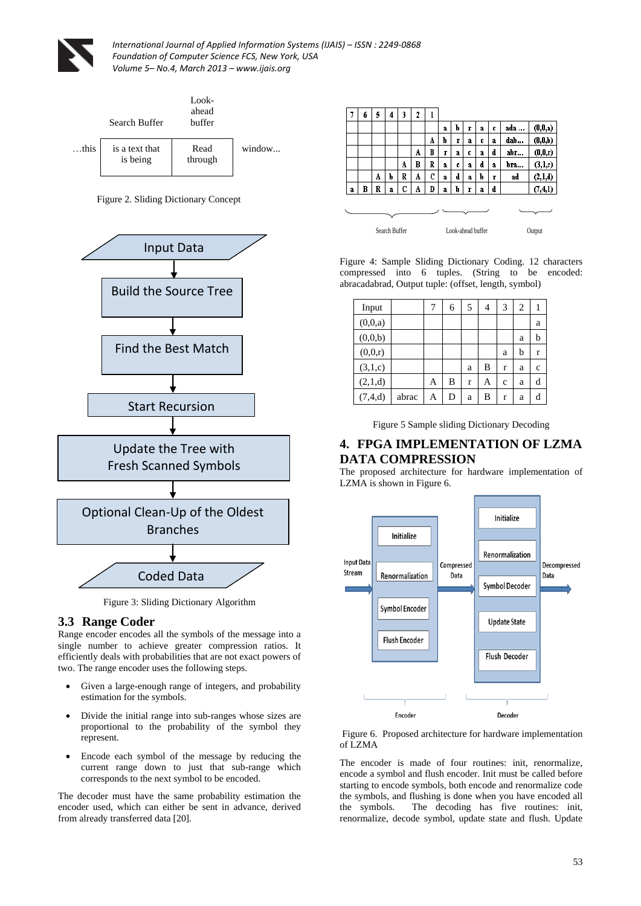| | Search Buffer | Look-ahead buffer | |
|---|---|---|---|
| …this | is a text that is being | Read through | window… |

Figure 2. Sliding Dictionary Concept

Input Data → Build the Source Tree → Find the Best Match → Start Recursion → Update the Tree with Fresh Scanned Symbols → Optional Clean-Up of the Oldest Branches → Coded Data

Figure 3: Sliding Dictionary Algorithm

### 3.3 Range Coder

Range encoder encodes all the symbols of the message into a single number to achieve greater compression ratios. It efficiently deals with probabilities that are not exact powers of two. The range encoder uses the following steps.

- Given a large-enough range of integers, and probability estimation for the symbols.
- Divide the initial range into sub-ranges whose sizes are proportional to the probability of the symbol they represent.
- Encode each symbol of the message by reducing the current range down to just that sub-range which corresponds to the next symbol to be encoded.

The decoder must have the same probability estimation the encoder used, which can either be sent in advance, derived from already transferred data [20].

| 7 | 6 | 5 | 4 | 3 | 2 | 1 | | | | | | | Output |
|---|---|---|---|---|---|---|---|---|---|---|---|---|---|
| | | | | | | | a | b | r | a | c | ada … | (0,0,a) |
| | | | | | | A | b | r | a | c | a | dab… | (0,0,b) |
| | | | | | A | B | r | a | c | a | d | abr… | (0,0,r) |
| | | | | A | B | R | a | c | a | d | a | bra… | (3,1,c) |
| | | A | b | R | A | C | a | d | a | b | r | ad | (2,1,d) |
| a | B | R | a | C | A | D | a | b | r | a | d | | (7,4,1) |

Search Buffer | Look-ahead buffer | Output

Figure 4: Sample Sliding Dictionary Coding. 12 characters compressed into 6 tuples. (String to be encoded: abracadabrad, Output tuple: (offset, length, symbol)

| Input | | 7 | 6 | 5 | 4 | 3 | 2 | 1 |
|---|---|---|---|---|---|---|---|---|
| (0,0,a) | | | | | | | | a |
| (0,0,b) | | | | | | | a | b |
| (0,0,r) | | | | | | a | b | r |
| (3,1,c) | | | | a | B | r | a | c |
| (2,1,d) | | A | B | r | A | c | a | d |
| (7,4,d) | abrac | A | D | a | B | r | a | d |

Figure 5 Sample sliding Dictionary Decoding

## 4. FPGA IMPLEMENTATION OF LZMA DATA COMPRESSION

The proposed architecture for hardware implementation of LZMA is shown in Figure 6.

Input Data Stream → Encoder (Initialize, Renormalization, Symbol Encoder, Flush Encoder) → Compressed Data → Decoder (Initialize, Renormalization, Symbol Decoder, Update State, Flush Decoder) → Decompressed Data

Figure 6. Proposed architecture for hardware implementation of LZMA

The encoder is made of four routines: init, renormalize, encode a symbol and flush encoder. Init must be called before starting to encode symbols, both encode and renormalize code the symbols, and flushing is done when you have encoded all the symbols. The decoding has five routines: init, renormalize, decode symbol, update state and flush. Update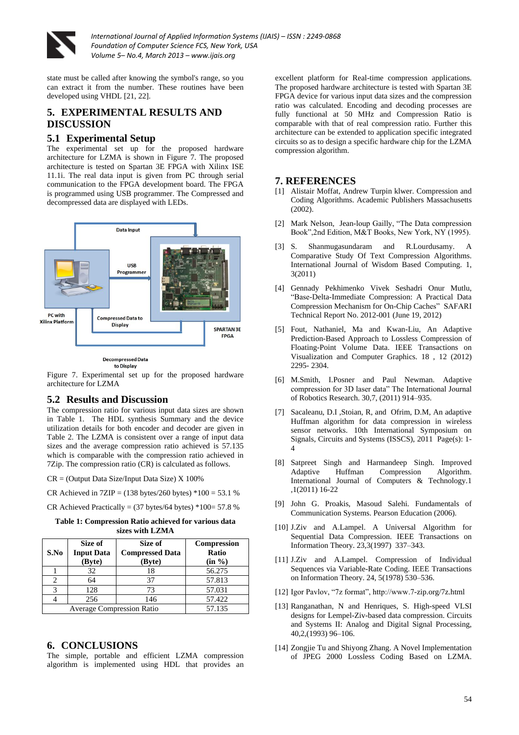state must be called after knowing the symbol's range, so you can extract it from the number. These routines have been developed using VHDL [21, 22].

## 5. EXPERIMENTAL RESULTS AND DISCUSSION

### 5.1 Experimental Setup

The experimental set up for the proposed hardware architecture for LZMA is shown in Figure 7. The proposed architecture is tested on Spartan 3E FPGA with Xilinx ISE 11.1i. The real data input is given from PC through serial communication to the FPGA development board. The FPGA is programmed using USB programmer. The Compressed and decompressed data are displayed with LEDs.

Data Input

USB Programmer

PC with Xilinx Platform

Compressed Data to Display

SPARTAN 3E FPGA

Decompressed Data to Display

Figure 7. Experimental set up for the proposed hardware architecture for LZMA

### 5.2 Results and Discussion

The compression ratio for various input data sizes are shown in Table 1. The HDL synthesis Summary and the device utilization details for both encoder and decoder are given in Table 2. The LZMA is consistent over a range of input data sizes and the average compression ratio achieved is 57.135 which is comparable with the compression ratio achieved in 7Zip. The compression ratio (CR) is calculated as follows.

CR = (Output Data Size/Input Data Size) X 100%

CR Achieved in 7ZIP = (138 bytes/260 bytes) *100 = 53.1 %

CR Achieved Practically = (37 bytes/64 bytes) *100= 57.8 %

**Table 1: Compression Ratio achieved for various data sizes with LZMA**

| S.No | Size of Input Data (Byte) | Size of Compressed Data (Byte) | Compression Ratio (in %) |
|---|---|---|---|
| 1 | 32 | 18 | 56.275 |
| 2 | 64 | 37 | 57.813 |
| 3 | 128 | 73 | 57.031 |
| 4 | 256 | 146 | 57.422 |
| Average Compression Ratio | | | 57.135 |

## 6. CONCLUSIONS

The simple, portable and efficient LZMA compression algorithm is implemented using HDL that provides an excellent platform for Real-time compression applications. The proposed hardware architecture is tested with Spartan 3E FPGA device for various input data sizes and the compression ratio was calculated. Encoding and decoding processes are fully functional at 50 MHz and Compression Ratio is comparable with that of real compression ratio. Further this architecture can be extended to application specific integrated circuits so as to design a specific hardware chip for the LZMA compression algorithm.

## 7. REFERENCES

[1] Alistair Moffat, Andrew Turpin klwer. Compression and Coding Algorithms. Academic Publishers Massachusetts (2002).

[2] Mark Nelson, Jean-loup Gailly, "The Data compression Book",2nd Edition, M&T Books, New York, NY (1995).

[3] S. Shanmugasundaram and R.Lourdusamy. A Comparative Study Of Text Compression Algorithms. International Journal of Wisdom Based Computing. 1, 3(2011)

[4] Gennady Pekhimenko Vivek Seshadri Onur Mutlu, "Base-Delta-Immediate Compression: A Practical Data Compression Mechanism for On-Chip Caches" SAFARI Technical Report No. 2012-001 (June 19, 2012)

[5] Fout, Nathaniel, Ma and Kwan-Liu, An Adaptive Prediction-Based Approach to Lossless Compression of Floating-Point Volume Data. IEEE Transactions on Visualization and Computer Graphics. 18 , 12 (2012) 2295- 2304.

[6] M.Smith, I.Posner and Paul Newman. Adaptive compression for 3D laser data" The International Journal of Robotics Research. 30,7, (2011) 914–935.

[7] Sacaleanu, D.I ,Stoian, R, and Ofrim, D.M, An adaptive Huffman algorithm for data compression in wireless sensor networks. 10th International Symposium on Signals, Circuits and Systems (ISSCS), 2011 Page(s): 1-4

[8] Satpreet Singh and Harmandeep Singh. Improved Adaptive Huffman Compression Algorithm. International Journal of Computers & Technology.1 ,1(2011) 16-22

[9] John G. Proakis, Masoud Salehi. Fundamentals of Communication Systems. Pearson Education (2006).

[10] J.Ziv and A.Lampel. A Universal Algorithm for Sequential Data Compression. IEEE Transactions on Information Theory. 23,3(1997) 337–343.

[11] J.Ziv and A.Lampel. Compression of Individual Sequences via Variable-Rate Coding. IEEE Transactions on Information Theory. 24, 5(1978) 530–536.

[12] Igor Pavlov, "7z format", http://www.7-zip.org/7z.html

[13] Ranganathan, N and Henriques, S. High-speed VLSI designs for Lempel-Ziv-based data compression. Circuits and Systems II: Analog and Digital Signal Processing, 40,2,(1993) 96–106.

[14] Zongjie Tu and Shiyong Zhang. A Novel Implementation of JPEG 2000 Lossless Coding Based on LZMA.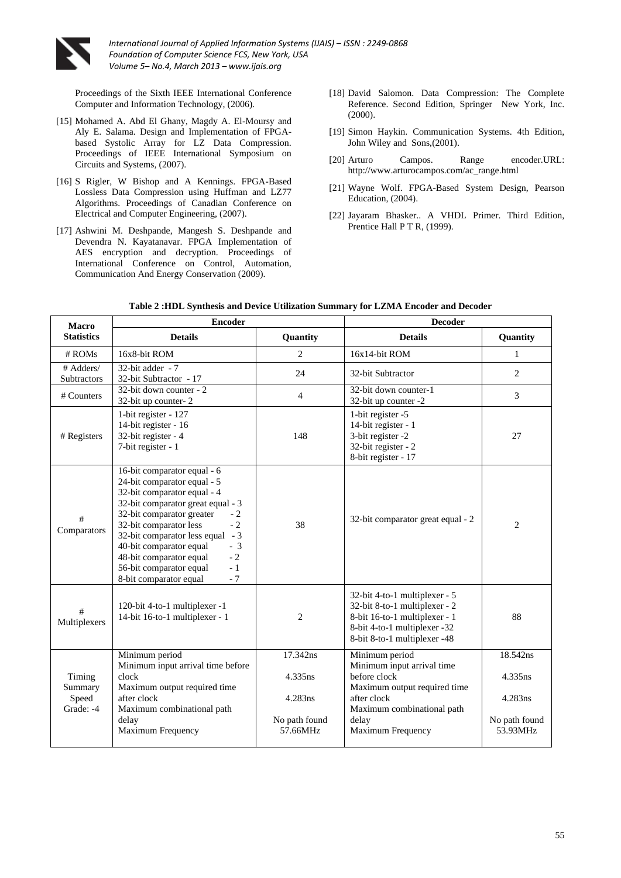Proceedings of the Sixth IEEE International Conference Computer and Information Technology, (2006).

[15] Mohamed A. Abd El Ghany, Magdy A. El-Moursy and Aly E. Salama. Design and Implementation of FPGA-based Systolic Array for LZ Data Compression. Proceedings of IEEE International Symposium on Circuits and Systems, (2007).

[16] S Rigler, W Bishop and A Kennings. FPGA-Based Lossless Data Compression using Huffman and LZ77 Algorithms. Proceedings of Canadian Conference on Electrical and Computer Engineering, (2007).

[17] Ashwini M. Deshpande, Mangesh S. Deshpande and Devendra N. Kayatanavar. FPGA Implementation of AES encryption and decryption. Proceedings of International Conference on Control, Automation, Communication And Energy Conservation (2009).

[18] David Salomon. Data Compression: The Complete Reference. Second Edition, Springer New York, Inc. (2000).

[19] Simon Haykin. Communication Systems. 4th Edition, John Wiley and Sons,(2001).

[20] Arturo Campos. Range encoder.URL: http://www.arturocampos.com/ac_range.html

[21] Wayne Wolf. FPGA-Based System Design, Pearson Education, (2004).

[22] Jayaram Bhasker.. A VHDL Primer. Third Edition, Prentice Hall P T R, (1999).

**Table 2 :HDL Synthesis and Device Utilization Summary for LZMA Encoder and Decoder**

| Macro Statistics | Encoder | | Decoder | |
|---|---|---|---|---|
| | **Details** | **Quantity** | **Details** | **Quantity** |
| # ROMs | 16x8-bit ROM | 2 | 16x14-bit ROM | 1 |
| # Adders/ Subtractors | 32-bit adder - 7<br>32-bit Subtractor - 17 | 24 | 32-bit Subtractor | 2 |
| # Counters | 32-bit down counter - 2<br>32-bit up counter- 2 | 4 | 32-bit down counter-1<br>32-bit up counter -2 | 3 |
| # Registers | 1-bit register - 127<br>14-bit register - 16<br>32-bit register - 4<br>7-bit register - 1 | 148 | 1-bit register -5<br>14-bit register - 1<br>3-bit register -2<br>32-bit register - 2<br>8-bit register - 17 | 27 |
| # Comparators | 16-bit comparator equal - 6<br>24-bit comparator equal - 5<br>32-bit comparator equal - 4<br>32-bit comparator great equal - 3<br>32-bit comparator greater - 2<br>32-bit comparator less - 2<br>32-bit comparator less equal - 3<br>40-bit comparator equal - 3<br>48-bit comparator equal - 2<br>56-bit comparator equal - 1<br>8-bit comparator equal - 7 | 38 | 32-bit comparator great equal - 2 | 2 |
| # Multiplexers | 120-bit 4-to-1 multiplexer -1<br>14-bit 16-to-1 multiplexer - 1 | 2 | 32-bit 4-to-1 multiplexer - 5<br>32-bit 8-to-1 multiplexer - 2<br>8-bit 16-to-1 multiplexer - 1<br>8-bit 4-to-1 multiplexer -32<br>8-bit 8-to-1 multiplexer -48 | 88 |
| Timing Summary Speed Grade: -4 | Minimum period<br>Minimum input arrival time before clock<br>Maximum output required time after clock<br>Maximum combinational path delay<br>Maximum Frequency | 17.342ns<br>4.335ns<br>4.283ns<br>No path found<br>57.66MHz | Minimum period<br>Minimum input arrival time before clock<br>Maximum output required time after clock<br>Maximum combinational path delay<br>Maximum Frequency | 18.542ns<br>4.335ns<br>4.283ns<br>No path found<br>53.93MHz |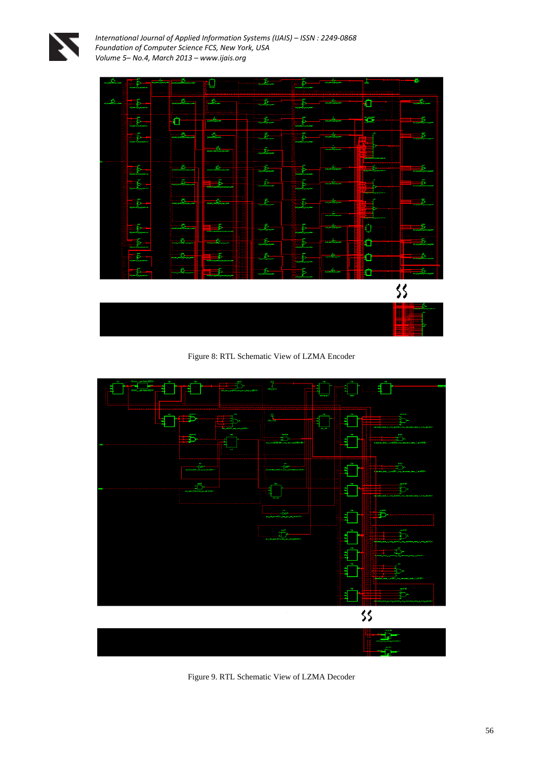Figure 8: RTL Schematic View of LZMA Encoder

Figure 9. RTL Schematic View of LZMA Decoder